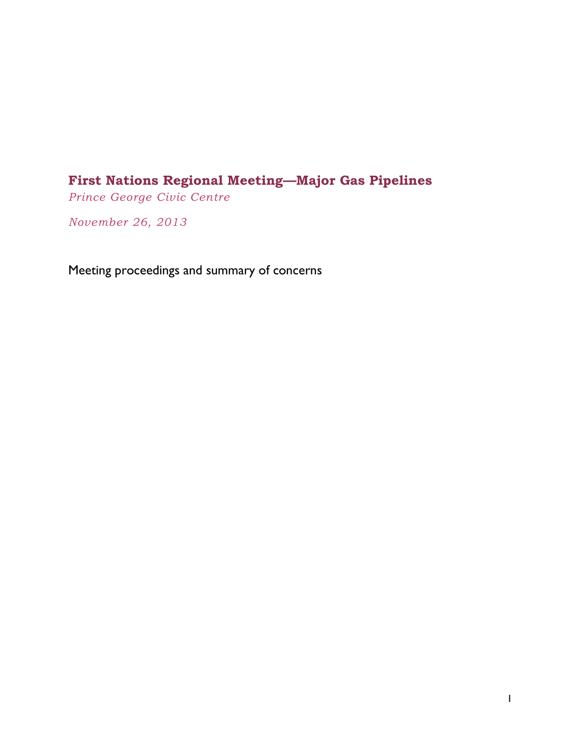# First Nations Regional Meeting—Major Gas Pipelines

*Prince George Civic Centre*

*November 26, 2013*

Meeting proceedings and summary of concerns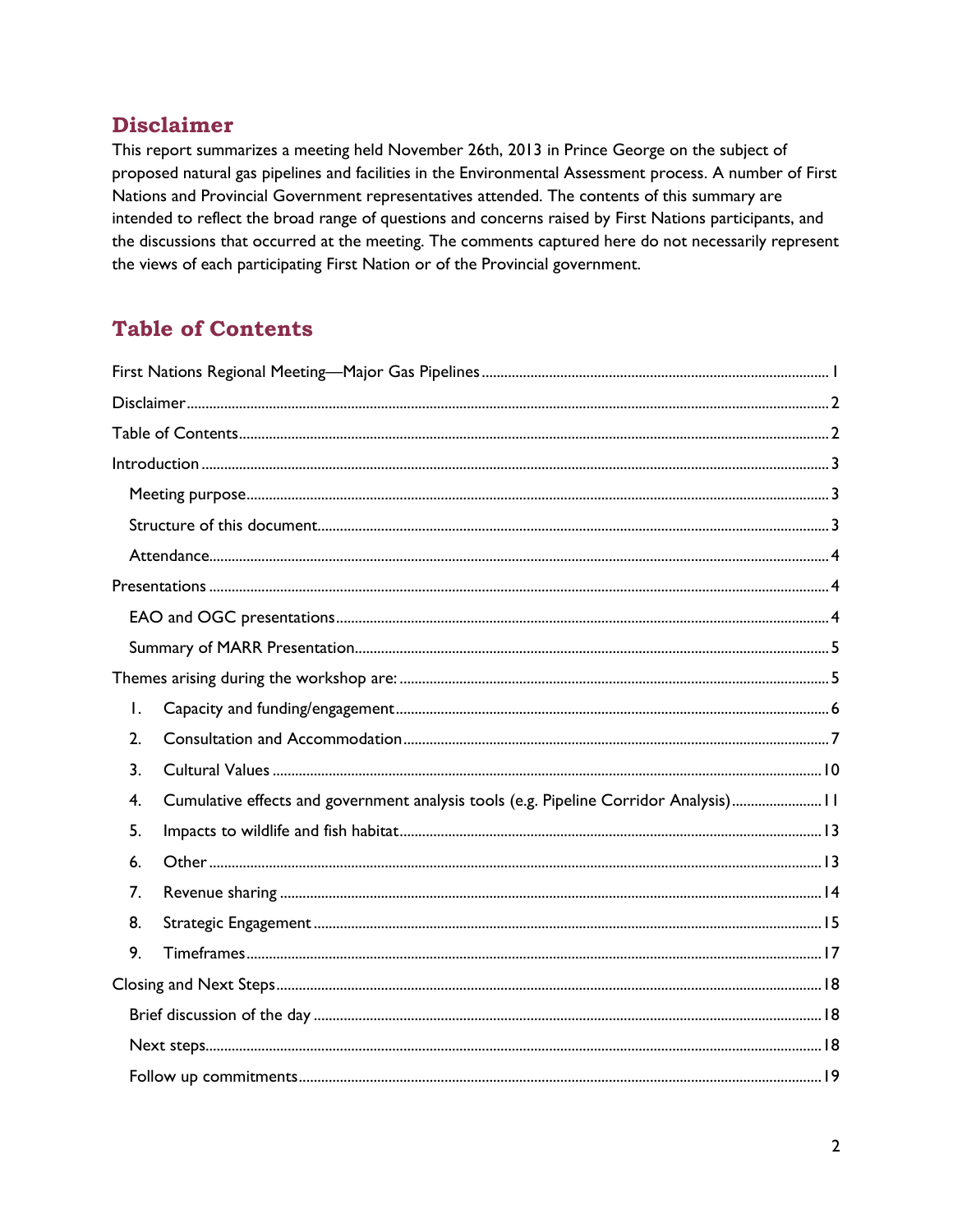## Disclaimer

This report summarizes a meeting held November 26th, 2013 in Prince George on the subject of proposed natural gas pipelines and facilities in the Environmental Assessment process. A number of First Nations and Provincial Government representatives attended. The contents of this summary are intended to reflect the broad range of questions and concerns raised by First Nations participants, and the discussions that occurred at the meeting. The comments captured here do not necessarily represent the views of each participating First Nation or of the Provincial government.

## Table of Contents

First Nations Regional Meeting—Major Gas Pipelines ..... 1

Disclaimer ..... 2

Table of Contents ..... 2

Introduction ..... 3

- Meeting purpose ..... 3
- Structure of this document ..... 3
- Attendance ..... 4

Presentations ..... 4

- EAO and OGC presentations ..... 4
- Summary of MARR Presentation ..... 5

Themes arising during the workshop are: ..... 5

1. Capacity and funding/engagement ..... 6
2. Consultation and Accommodation ..... 7
3. Cultural Values ..... 10
4. Cumulative effects and government analysis tools (e.g. Pipeline Corridor Analysis) ..... 11
5. Impacts to wildlife and fish habitat ..... 13
6. Other ..... 13
7. Revenue sharing ..... 14
8. Strategic Engagement ..... 15
9. Timeframes ..... 17

Closing and Next Steps ..... 18

- Brief discussion of the day ..... 18
- Next steps ..... 18
- Follow up commitments ..... 19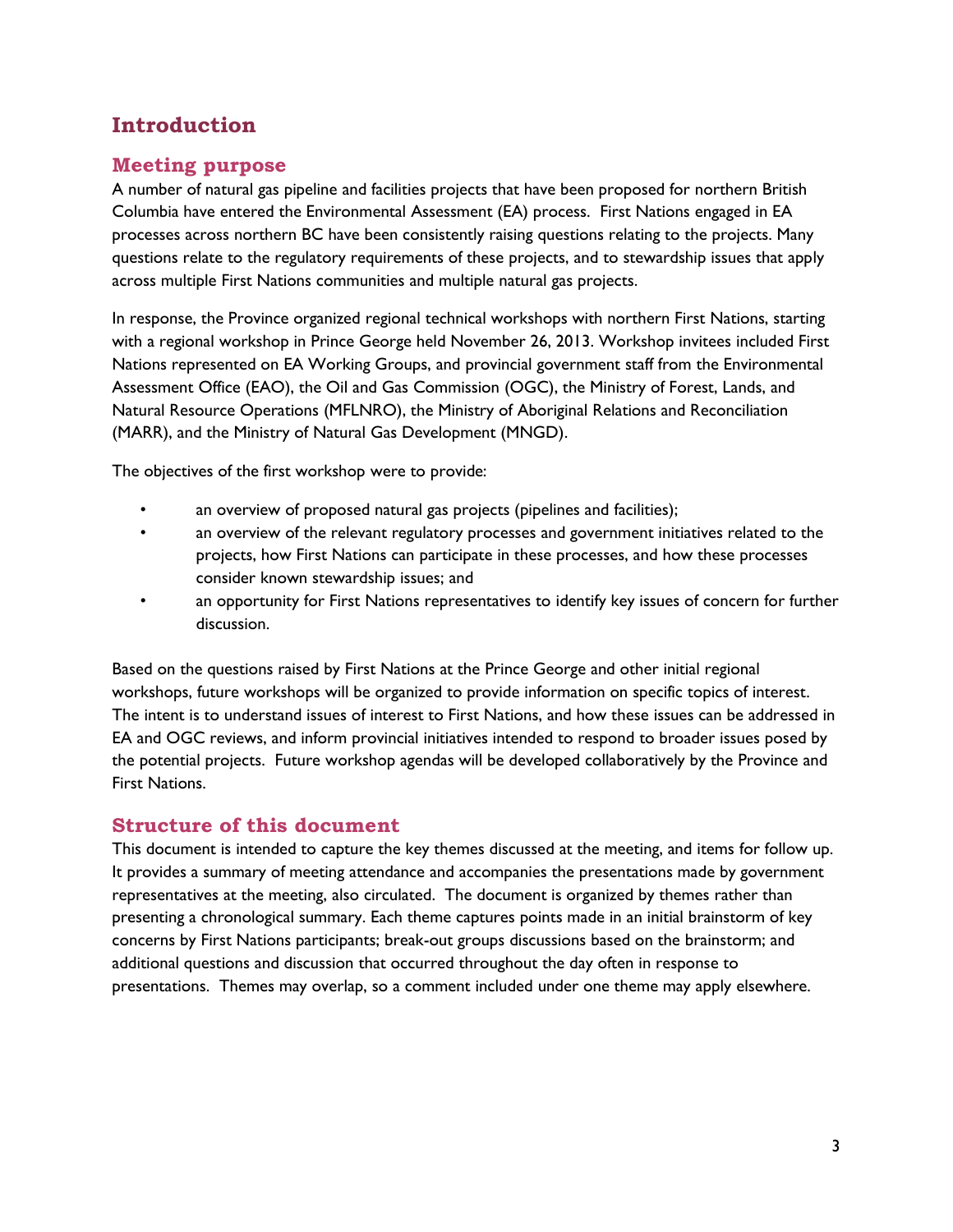# Introduction

## Meeting purpose

A number of natural gas pipeline and facilities projects that have been proposed for northern British Columbia have entered the Environmental Assessment (EA) process. First Nations engaged in EA processes across northern BC have been consistently raising questions relating to the projects. Many questions relate to the regulatory requirements of these projects, and to stewardship issues that apply across multiple First Nations communities and multiple natural gas projects.

In response, the Province organized regional technical workshops with northern First Nations, starting with a regional workshop in Prince George held November 26, 2013. Workshop invitees included First Nations represented on EA Working Groups, and provincial government staff from the Environmental Assessment Office (EAO), the Oil and Gas Commission (OGC), the Ministry of Forest, Lands, and Natural Resource Operations (MFLNRO), the Ministry of Aboriginal Relations and Reconciliation (MARR), and the Ministry of Natural Gas Development (MNGD).

The objectives of the first workshop were to provide:

- an overview of proposed natural gas projects (pipelines and facilities);
- an overview of the relevant regulatory processes and government initiatives related to the projects, how First Nations can participate in these processes, and how these processes consider known stewardship issues; and
- an opportunity for First Nations representatives to identify key issues of concern for further discussion.

Based on the questions raised by First Nations at the Prince George and other initial regional workshops, future workshops will be organized to provide information on specific topics of interest. The intent is to understand issues of interest to First Nations, and how these issues can be addressed in EA and OGC reviews, and inform provincial initiatives intended to respond to broader issues posed by the potential projects. Future workshop agendas will be developed collaboratively by the Province and First Nations.

## Structure of this document

This document is intended to capture the key themes discussed at the meeting, and items for follow up. It provides a summary of meeting attendance and accompanies the presentations made by government representatives at the meeting, also circulated. The document is organized by themes rather than presenting a chronological summary. Each theme captures points made in an initial brainstorm of key concerns by First Nations participants; break-out groups discussions based on the brainstorm; and additional questions and discussion that occurred throughout the day often in response to presentations. Themes may overlap, so a comment included under one theme may apply elsewhere.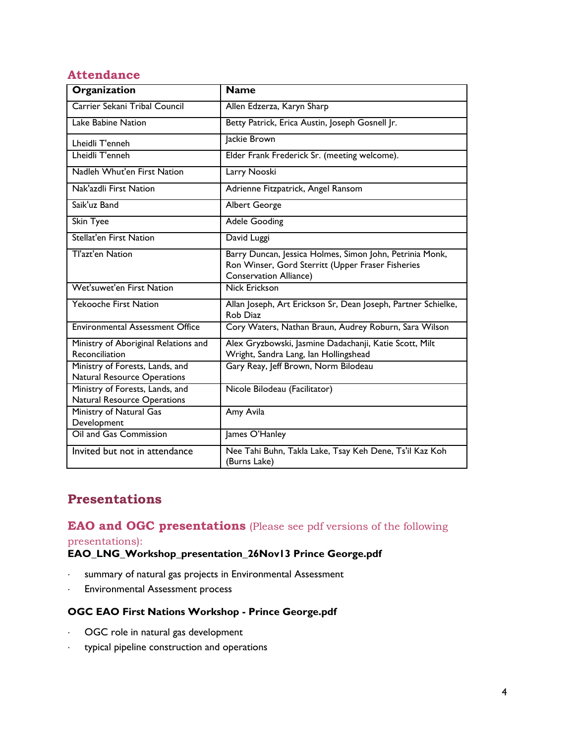## Attendance

| Organization | Name |
|---|---|
| Carrier Sekani Tribal Council | Allen Edzerza, Karyn Sharp |
| Lake Babine Nation | Betty Patrick, Erica Austin, Joseph Gosnell Jr. |
| Lheidli T'enneh | Jackie Brown |
| Lheidli T'enneh | Elder Frank Frederick Sr. (meeting welcome). |
| Nadleh Whut'en First Nation | Larry Nooski |
| Nak'azdli First Nation | Adrienne Fitzpatrick, Angel Ransom |
| Saik'uz Band | Albert George |
| Skin Tyee | Adele Gooding |
| Stellat'en First Nation | David Luggi |
| Tl'azt'en Nation | Barry Duncan, Jessica Holmes, Simon John, Petrinia Monk, Ron Winser, Gord Sterritt (Upper Fraser Fisheries Conservation Alliance) |
| Wet'suwet'en First Nation | Nick Erickson |
| Yekooche First Nation | Allan Joseph, Art Erickson Sr, Dean Joseph, Partner Schielke, Rob Diaz |
| Environmental Assessment Office | Cory Waters, Nathan Braun, Audrey Roburn, Sara Wilson |
| Ministry of Aboriginal Relations and Reconciliation | Alex Gryzbowski, Jasmine Dadachanji, Katie Scott, Milt Wright, Sandra Lang, Ian Hollingshead |
| Ministry of Forests, Lands, and Natural Resource Operations | Gary Reay, Jeff Brown, Norm Bilodeau |
| Ministry of Forests, Lands, and Natural Resource Operations | Nicole Bilodeau (Facilitator) |
| Ministry of Natural Gas Development | Amy Avila |
| Oil and Gas Commission | James O'Hanley |
| Invited but not in attendance | Nee Tahi Buhn, Takla Lake, Tsay Keh Dene, Ts'il Kaz Koh (Burns Lake) |

## Presentations

### EAO and OGC presentations (Please see pdf versions of the following presentations):

**EAO_LNG_Workshop_presentation_26Nov13 Prince George.pdf**

- summary of natural gas projects in Environmental Assessment
- Environmental Assessment process

**OGC EAO First Nations Workshop - Prince George.pdf**

- OGC role in natural gas development
- typical pipeline construction and operations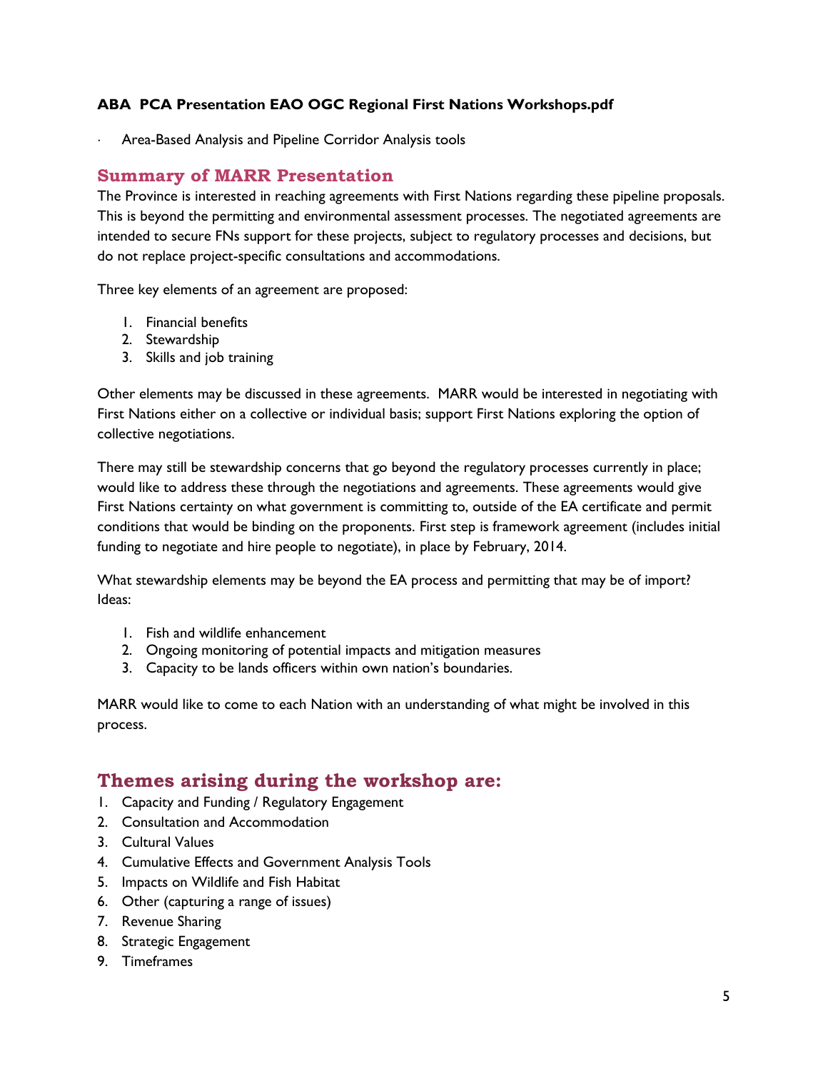**ABA PCA Presentation EAO OGC Regional First Nations Workshops.pdf**

- Area-Based Analysis and Pipeline Corridor Analysis tools

## Summary of MARR Presentation

The Province is interested in reaching agreements with First Nations regarding these pipeline proposals. This is beyond the permitting and environmental assessment processes. The negotiated agreements are intended to secure FNs support for these projects, subject to regulatory processes and decisions, but do not replace project-specific consultations and accommodations.

Three key elements of an agreement are proposed:

1. Financial benefits
2. Stewardship
3. Skills and job training

Other elements may be discussed in these agreements. MARR would be interested in negotiating with First Nations either on a collective or individual basis; support First Nations exploring the option of collective negotiations.

There may still be stewardship concerns that go beyond the regulatory processes currently in place; would like to address these through the negotiations and agreements. These agreements would give First Nations certainty on what government is committing to, outside of the EA certificate and permit conditions that would be binding on the proponents. First step is framework agreement (includes initial funding to negotiate and hire people to negotiate), in place by February, 2014.

What stewardship elements may be beyond the EA process and permitting that may be of import? Ideas:

1. Fish and wildlife enhancement
2. Ongoing monitoring of potential impacts and mitigation measures
3. Capacity to be lands officers within own nation's boundaries.

MARR would like to come to each Nation with an understanding of what might be involved in this process.

## Themes arising during the workshop are:

1. Capacity and Funding / Regulatory Engagement
2. Consultation and Accommodation
3. Cultural Values
4. Cumulative Effects and Government Analysis Tools
5. Impacts on Wildlife and Fish Habitat
6. Other (capturing a range of issues)
7. Revenue Sharing
8. Strategic Engagement
9. Timeframes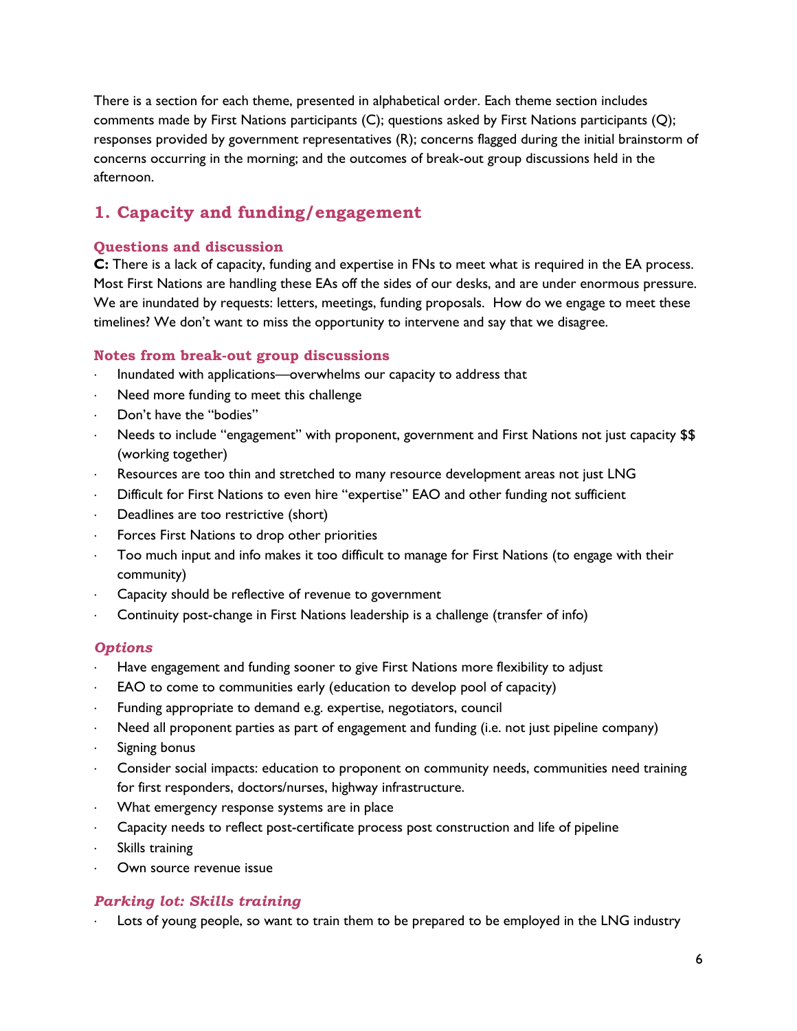There is a section for each theme, presented in alphabetical order. Each theme section includes comments made by First Nations participants (C); questions asked by First Nations participants (Q); responses provided by government representatives (R); concerns flagged during the initial brainstorm of concerns occurring in the morning; and the outcomes of break-out group discussions held in the afternoon.

## 1. Capacity and funding/engagement

### Questions and discussion

**C:** There is a lack of capacity, funding and expertise in FNs to meet what is required in the EA process. Most First Nations are handling these EAs off the sides of our desks, and are under enormous pressure. We are inundated by requests: letters, meetings, funding proposals. How do we engage to meet these timelines? We don't want to miss the opportunity to intervene and say that we disagree.

### Notes from break-out group discussions

- Inundated with applications—overwhelms our capacity to address that
- Need more funding to meet this challenge
- Don't have the "bodies"
- Needs to include "engagement" with proponent, government and First Nations not just capacity $$ (working together)
- Resources are too thin and stretched to many resource development areas not just LNG
- Difficult for First Nations to even hire "expertise" EAO and other funding not sufficient
- Deadlines are too restrictive (short)
- Forces First Nations to drop other priorities
- Too much input and info makes it too difficult to manage for First Nations (to engage with their community)
- Capacity should be reflective of revenue to government
- Continuity post-change in First Nations leadership is a challenge (transfer of info)

### *Options*

- Have engagement and funding sooner to give First Nations more flexibility to adjust
- EAO to come to communities early (education to develop pool of capacity)
- Funding appropriate to demand e.g. expertise, negotiators, council
- Need all proponent parties as part of engagement and funding (i.e. not just pipeline company)
- Signing bonus
- Consider social impacts: education to proponent on community needs, communities need training for first responders, doctors/nurses, highway infrastructure.
- What emergency response systems are in place
- Capacity needs to reflect post-certificate process post construction and life of pipeline
- Skills training
- Own source revenue issue

### *Parking lot: Skills training*

- Lots of young people, so want to train them to be prepared to be employed in the LNG industry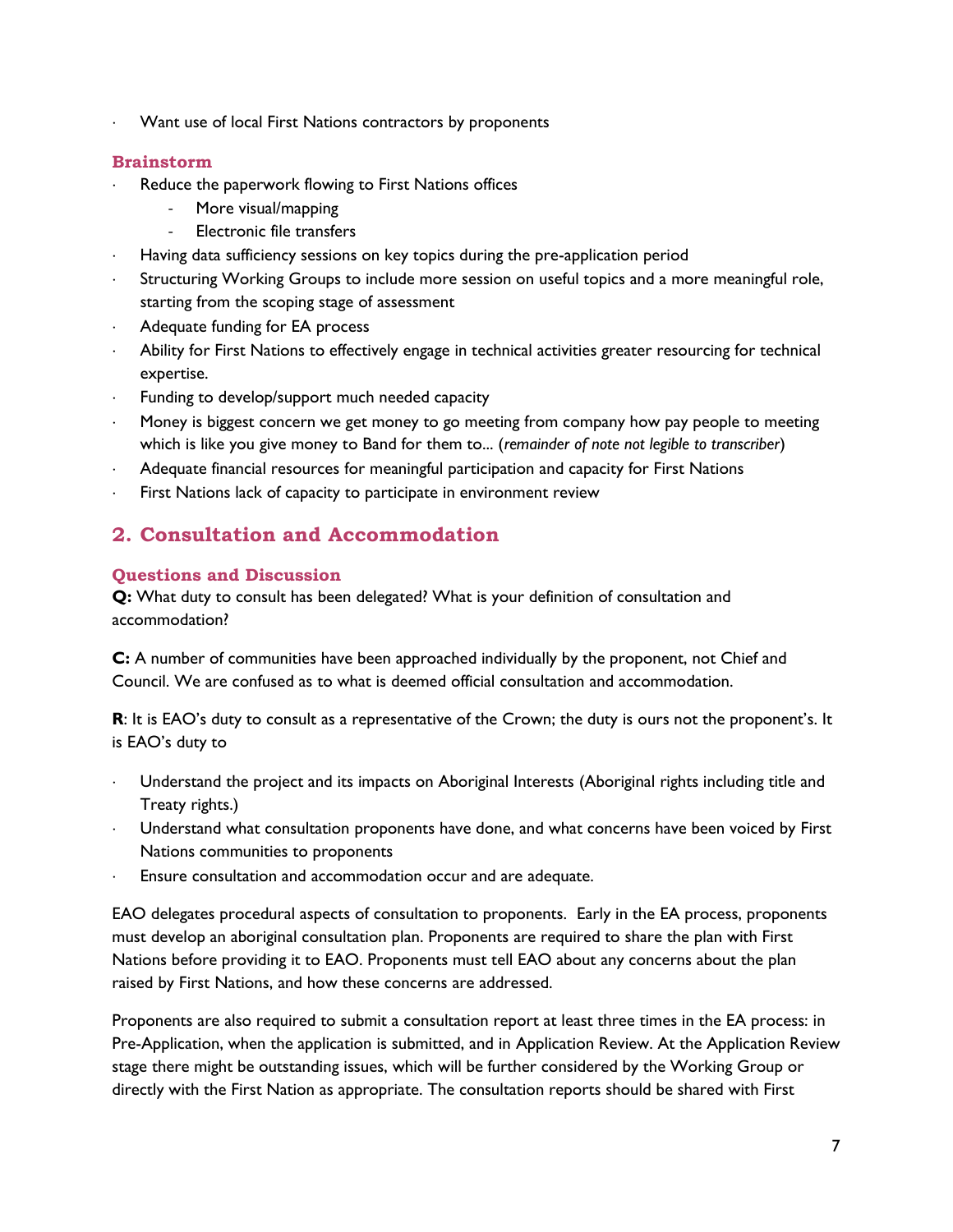- Want use of local First Nations contractors by proponents

### Brainstorm

- Reduce the paperwork flowing to First Nations offices
  - More visual/mapping
  - Electronic file transfers
- Having data sufficiency sessions on key topics during the pre-application period
- Structuring Working Groups to include more session on useful topics and a more meaningful role, starting from the scoping stage of assessment
- Adequate funding for EA process
- Ability for First Nations to effectively engage in technical activities greater resourcing for technical expertise.
- Funding to develop/support much needed capacity
- Money is biggest concern we get money to go meeting from company how pay people to meeting which is like you give money to Band for them to... (*remainder of note not legible to transcriber*)
- Adequate financial resources for meaningful participation and capacity for First Nations
- First Nations lack of capacity to participate in environment review

## 2. Consultation and Accommodation

### Questions and Discussion

**Q:** What duty to consult has been delegated? What is your definition of consultation and accommodation?

**C:** A number of communities have been approached individually by the proponent, not Chief and Council. We are confused as to what is deemed official consultation and accommodation.

**R**: It is EAO's duty to consult as a representative of the Crown; the duty is ours not the proponent's. It is EAO's duty to

- Understand the project and its impacts on Aboriginal Interests (Aboriginal rights including title and Treaty rights.)
- Understand what consultation proponents have done, and what concerns have been voiced by First Nations communities to proponents
- Ensure consultation and accommodation occur and are adequate.

EAO delegates procedural aspects of consultation to proponents. Early in the EA process, proponents must develop an aboriginal consultation plan. Proponents are required to share the plan with First Nations before providing it to EAO. Proponents must tell EAO about any concerns about the plan raised by First Nations, and how these concerns are addressed.

Proponents are also required to submit a consultation report at least three times in the EA process: in Pre-Application, when the application is submitted, and in Application Review. At the Application Review stage there might be outstanding issues, which will be further considered by the Working Group or directly with the First Nation as appropriate. The consultation reports should be shared with First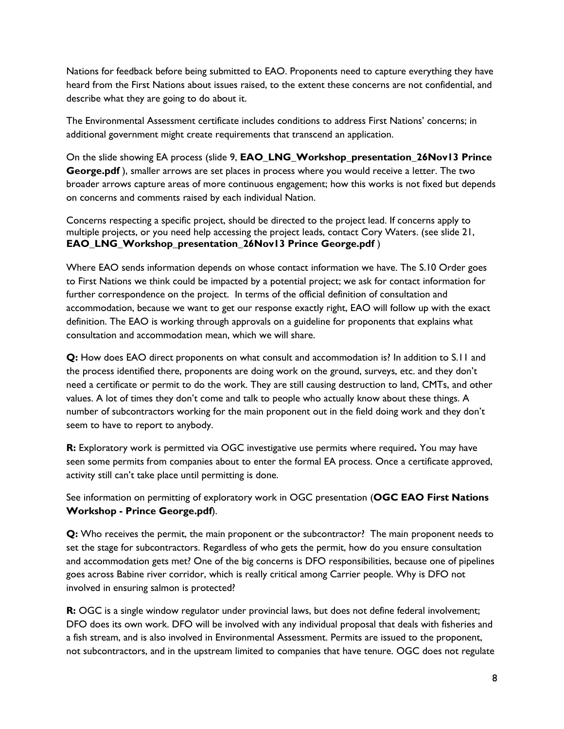Nations for feedback before being submitted to EAO. Proponents need to capture everything they have heard from the First Nations about issues raised, to the extent these concerns are not confidential, and describe what they are going to do about it.

The Environmental Assessment certificate includes conditions to address First Nations' concerns; in additional government might create requirements that transcend an application.

On the slide showing EA process (slide 9, **EAO_LNG_Workshop_presentation_26Nov13 Prince George.pdf** ), smaller arrows are set places in process where you would receive a letter. The two broader arrows capture areas of more continuous engagement; how this works is not fixed but depends on concerns and comments raised by each individual Nation.

Concerns respecting a specific project, should be directed to the project lead. If concerns apply to multiple projects, or you need help accessing the project leads, contact Cory Waters. (see slide 21, **EAO_LNG_Workshop_presentation_26Nov13 Prince George.pdf** )

Where EAO sends information depends on whose contact information we have. The S.10 Order goes to First Nations we think could be impacted by a potential project; we ask for contact information for further correspondence on the project. In terms of the official definition of consultation and accommodation, because we want to get our response exactly right, EAO will follow up with the exact definition. The EAO is working through approvals on a guideline for proponents that explains what consultation and accommodation mean, which we will share.

**Q:** How does EAO direct proponents on what consult and accommodation is? In addition to S.11 and the process identified there, proponents are doing work on the ground, surveys, etc. and they don't need a certificate or permit to do the work. They are still causing destruction to land, CMTs, and other values. A lot of times they don't come and talk to people who actually know about these things. A number of subcontractors working for the main proponent out in the field doing work and they don't seem to have to report to anybody.

**R:** Exploratory work is permitted via OGC investigative use permits where required**.** You may have seen some permits from companies about to enter the formal EA process. Once a certificate approved, activity still can't take place until permitting is done.

See information on permitting of exploratory work in OGC presentation (**OGC EAO First Nations Workshop - Prince George.pdf**).

**Q:** Who receives the permit, the main proponent or the subcontractor? The main proponent needs to set the stage for subcontractors. Regardless of who gets the permit, how do you ensure consultation and accommodation gets met? One of the big concerns is DFO responsibilities, because one of pipelines goes across Babine river corridor, which is really critical among Carrier people. Why is DFO not involved in ensuring salmon is protected?

**R:** OGC is a single window regulator under provincial laws, but does not define federal involvement; DFO does its own work. DFO will be involved with any individual proposal that deals with fisheries and a fish stream, and is also involved in Environmental Assessment. Permits are issued to the proponent, not subcontractors, and in the upstream limited to companies that have tenure. OGC does not regulate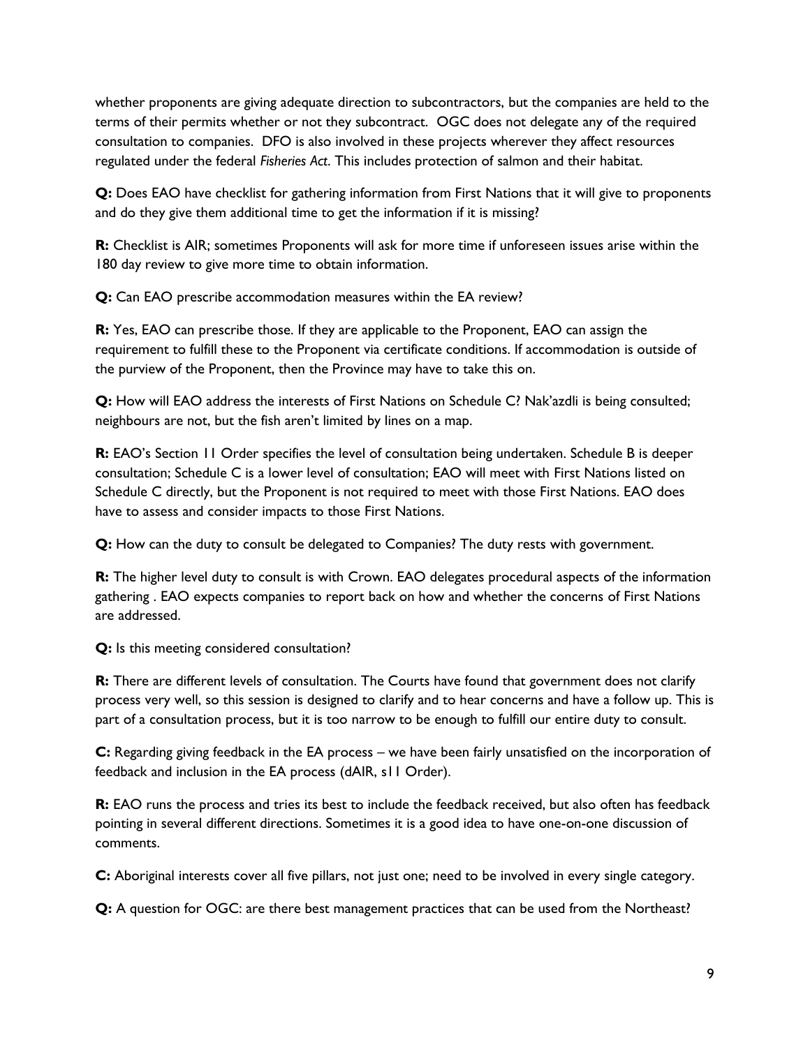whether proponents are giving adequate direction to subcontractors, but the companies are held to the terms of their permits whether or not they subcontract.  OGC does not delegate any of the required consultation to companies.  DFO is also involved in these projects wherever they affect resources regulated under the federal *Fisheries Act*. This includes protection of salmon and their habitat.

**Q:** Does EAO have checklist for gathering information from First Nations that it will give to proponents and do they give them additional time to get the information if it is missing?

**R:** Checklist is AIR; sometimes Proponents will ask for more time if unforeseen issues arise within the 180 day review to give more time to obtain information.

**Q:** Can EAO prescribe accommodation measures within the EA review?

**R:** Yes, EAO can prescribe those. If they are applicable to the Proponent, EAO can assign the requirement to fulfill these to the Proponent via certificate conditions. If accommodation is outside of the purview of the Proponent, then the Province may have to take this on.

**Q:** How will EAO address the interests of First Nations on Schedule C? Nak'azdli is being consulted; neighbours are not, but the fish aren't limited by lines on a map.

**R:** EAO's Section 11 Order specifies the level of consultation being undertaken. Schedule B is deeper consultation; Schedule C is a lower level of consultation; EAO will meet with First Nations listed on Schedule C directly, but the Proponent is not required to meet with those First Nations. EAO does have to assess and consider impacts to those First Nations.

**Q:** How can the duty to consult be delegated to Companies? The duty rests with government.

**R:** The higher level duty to consult is with Crown. EAO delegates procedural aspects of the information gathering . EAO expects companies to report back on how and whether the concerns of First Nations are addressed.

**Q:** Is this meeting considered consultation?

**R:** There are different levels of consultation. The Courts have found that government does not clarify process very well, so this session is designed to clarify and to hear concerns and have a follow up. This is part of a consultation process, but it is too narrow to be enough to fulfill our entire duty to consult.

**C:** Regarding giving feedback in the EA process – we have been fairly unsatisfied on the incorporation of feedback and inclusion in the EA process (dAIR, s11 Order).

**R:** EAO runs the process and tries its best to include the feedback received, but also often has feedback pointing in several different directions. Sometimes it is a good idea to have one-on-one discussion of comments.

**C:** Aboriginal interests cover all five pillars, not just one; need to be involved in every single category.

**Q:** A question for OGC: are there best management practices that can be used from the Northeast?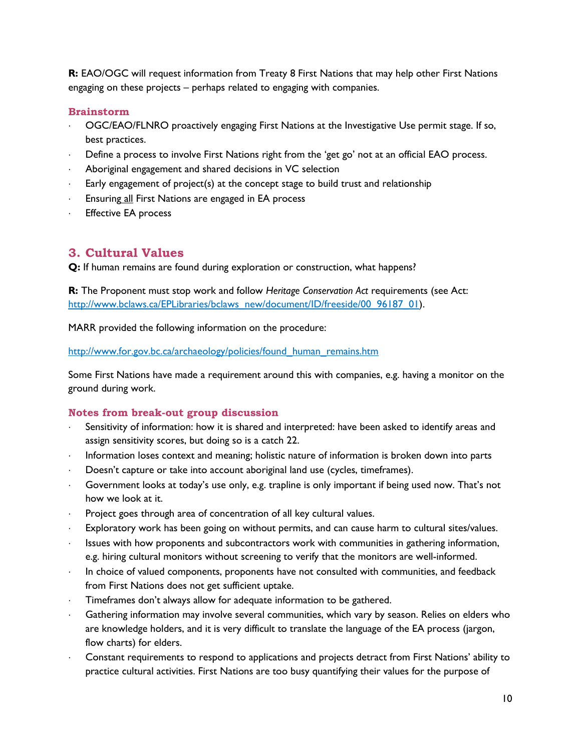**R:** EAO/OGC will request information from Treaty 8 First Nations that may help other First Nations engaging on these projects – perhaps related to engaging with companies.

### Brainstorm

- OGC/EAO/FLNRO proactively engaging First Nations at the Investigative Use permit stage. If so, best practices.
- Define a process to involve First Nations right from the 'get go' not at an official EAO process.
- Aboriginal engagement and shared decisions in VC selection
- Early engagement of project(s) at the concept stage to build trust and relationship
- Ensuring all First Nations are engaged in EA process
- Effective EA process

## 3. Cultural Values

**Q:** If human remains are found during exploration or construction, what happens?

**R:** The Proponent must stop work and follow *Heritage Conservation Act* requirements (see Act: http://www.bclaws.ca/EPLibraries/bclaws_new/document/ID/freeside/00_96187_01).

MARR provided the following information on the procedure:

http://www.for.gov.bc.ca/archaeology/policies/found_human_remains.htm

Some First Nations have made a requirement around this with companies, e.g. having a monitor on the ground during work.

### Notes from break-out group discussion

- Sensitivity of information: how it is shared and interpreted: have been asked to identify areas and assign sensitivity scores, but doing so is a catch 22.
- Information loses context and meaning; holistic nature of information is broken down into parts
- Doesn't capture or take into account aboriginal land use (cycles, timeframes).
- Government looks at today's use only, e.g. trapline is only important if being used now. That's not how we look at it.
- Project goes through area of concentration of all key cultural values.
- Exploratory work has been going on without permits, and can cause harm to cultural sites/values.
- Issues with how proponents and subcontractors work with communities in gathering information, e.g. hiring cultural monitors without screening to verify that the monitors are well-informed.
- In choice of valued components, proponents have not consulted with communities, and feedback from First Nations does not get sufficient uptake.
- Timeframes don't always allow for adequate information to be gathered.
- Gathering information may involve several communities, which vary by season. Relies on elders who are knowledge holders, and it is very difficult to translate the language of the EA process (jargon, flow charts) for elders.
- Constant requirements to respond to applications and projects detract from First Nations' ability to practice cultural activities. First Nations are too busy quantifying their values for the purpose of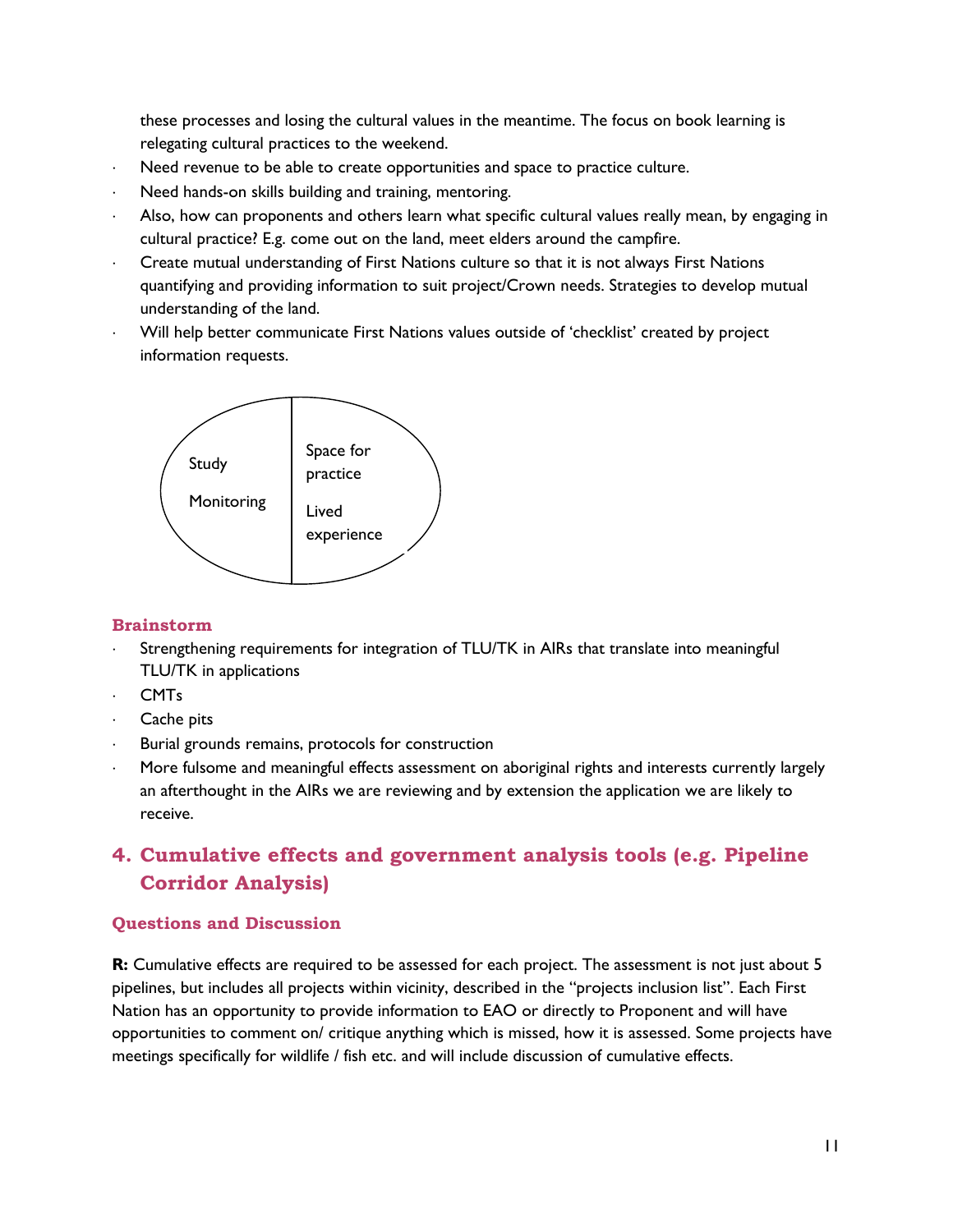these processes and losing the cultural values in the meantime. The focus on book learning is relegating cultural practices to the weekend.

- Need revenue to be able to create opportunities and space to practice culture.
- Need hands-on skills building and training, mentoring.
- Also, how can proponents and others learn what specific cultural values really mean, by engaging in cultural practice? E.g. come out on the land, meet elders around the campfire.
- Create mutual understanding of First Nations culture so that it is not always First Nations quantifying and providing information to suit project/Crown needs. Strategies to develop mutual understanding of the land.
- Will help better communicate First Nations values outside of 'checklist' created by project information requests.

| Study<br>Monitoring | Space for practice<br>Lived experience |
|---|---|

### Brainstorm

- Strengthening requirements for integration of TLU/TK in AIRs that translate into meaningful TLU/TK in applications
- CMTs
- Cache pits
- Burial grounds remains, protocols for construction
- More fulsome and meaningful effects assessment on aboriginal rights and interests currently largely an afterthought in the AIRs we are reviewing and by extension the application we are likely to receive.

## 4. Cumulative effects and government analysis tools (e.g. Pipeline Corridor Analysis)

### Questions and Discussion

**R:** Cumulative effects are required to be assessed for each project. The assessment is not just about 5 pipelines, but includes all projects within vicinity, described in the "projects inclusion list". Each First Nation has an opportunity to provide information to EAO or directly to Proponent and will have opportunities to comment on/ critique anything which is missed, how it is assessed. Some projects have meetings specifically for wildlife / fish etc. and will include discussion of cumulative effects.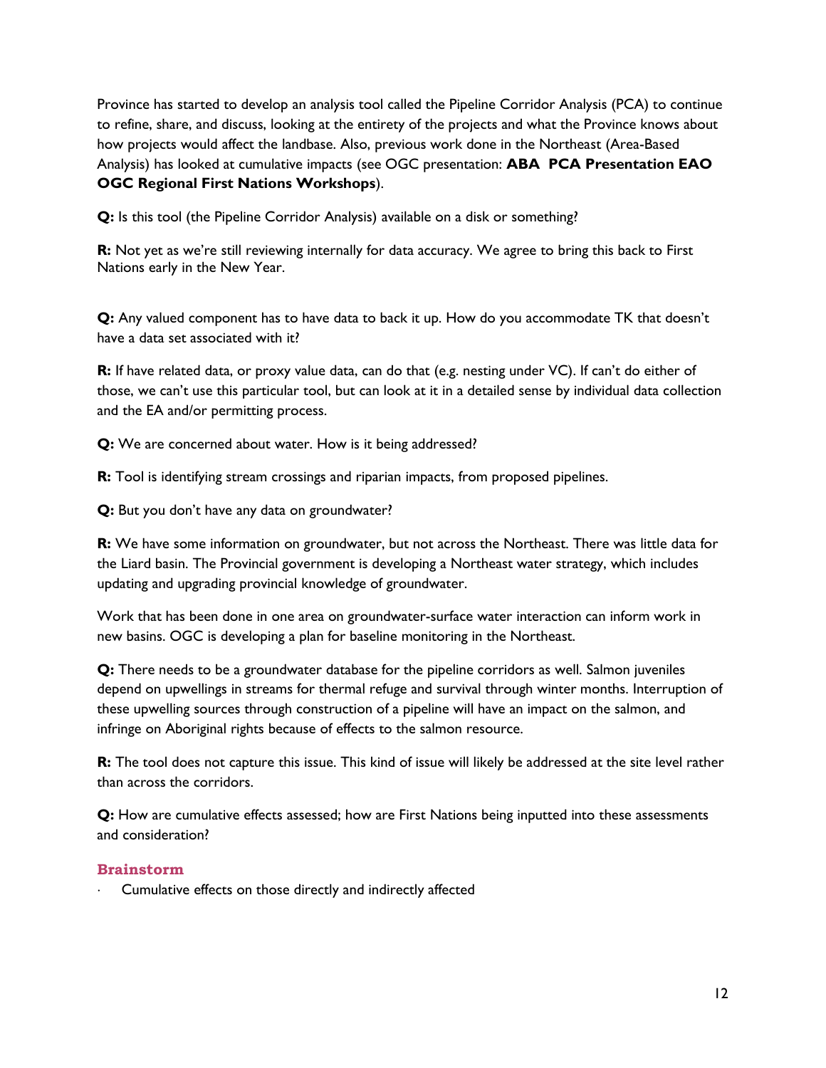Province has started to develop an analysis tool called the Pipeline Corridor Analysis (PCA) to continue to refine, share, and discuss, looking at the entirety of the projects and what the Province knows about how projects would affect the landbase. Also, previous work done in the Northeast (Area-Based Analysis) has looked at cumulative impacts (see OGC presentation: **ABA PCA Presentation EAO OGC Regional First Nations Workshops**).

**Q:** Is this tool (the Pipeline Corridor Analysis) available on a disk or something?

**R:** Not yet as we're still reviewing internally for data accuracy. We agree to bring this back to First Nations early in the New Year.

**Q:** Any valued component has to have data to back it up. How do you accommodate TK that doesn't have a data set associated with it?

**R:** If have related data, or proxy value data, can do that (e.g. nesting under VC). If can't do either of those, we can't use this particular tool, but can look at it in a detailed sense by individual data collection and the EA and/or permitting process.

**Q:** We are concerned about water. How is it being addressed?

**R:** Tool is identifying stream crossings and riparian impacts, from proposed pipelines.

**Q:** But you don't have any data on groundwater?

**R:** We have some information on groundwater, but not across the Northeast. There was little data for the Liard basin. The Provincial government is developing a Northeast water strategy, which includes updating and upgrading provincial knowledge of groundwater.

Work that has been done in one area on groundwater-surface water interaction can inform work in new basins. OGC is developing a plan for baseline monitoring in the Northeast.

**Q:** There needs to be a groundwater database for the pipeline corridors as well. Salmon juveniles depend on upwellings in streams for thermal refuge and survival through winter months. Interruption of these upwelling sources through construction of a pipeline will have an impact on the salmon, and infringe on Aboriginal rights because of effects to the salmon resource.

**R:** The tool does not capture this issue. This kind of issue will likely be addressed at the site level rather than across the corridors.

**Q:** How are cumulative effects assessed; how are First Nations being inputted into these assessments and consideration?

### Brainstorm

- Cumulative effects on those directly and indirectly affected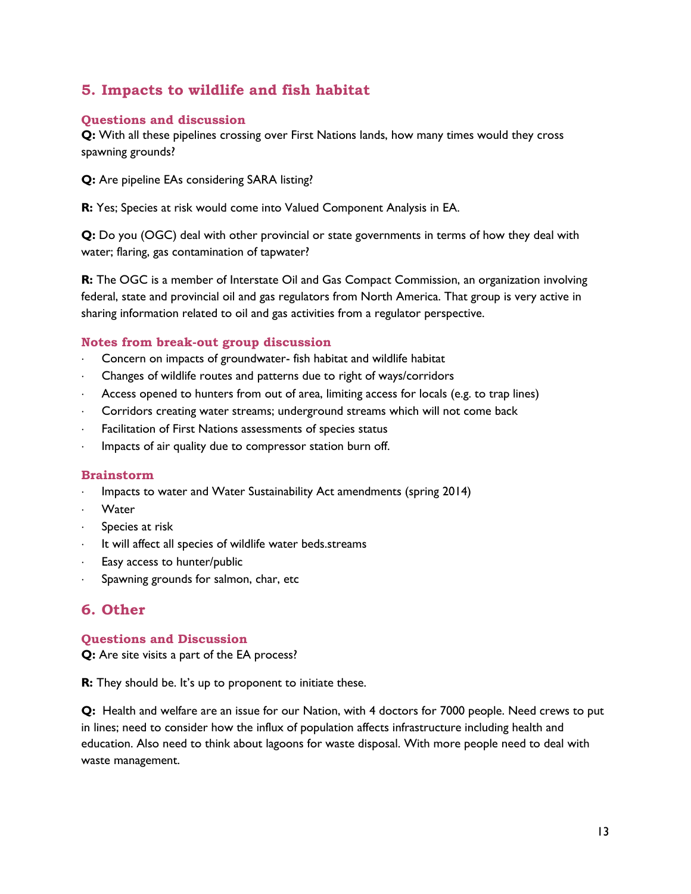## 5. Impacts to wildlife and fish habitat

### Questions and discussion

**Q:** With all these pipelines crossing over First Nations lands, how many times would they cross spawning grounds?

**Q:** Are pipeline EAs considering SARA listing?

**R:** Yes; Species at risk would come into Valued Component Analysis in EA.

**Q:** Do you (OGC) deal with other provincial or state governments in terms of how they deal with water; flaring, gas contamination of tapwater?

**R:** The OGC is a member of Interstate Oil and Gas Compact Commission, an organization involving federal, state and provincial oil and gas regulators from North America. That group is very active in sharing information related to oil and gas activities from a regulator perspective.

### Notes from break-out group discussion

- Concern on impacts of groundwater- fish habitat and wildlife habitat
- Changes of wildlife routes and patterns due to right of ways/corridors
- Access opened to hunters from out of area, limiting access for locals (e.g. to trap lines)
- Corridors creating water streams; underground streams which will not come back
- Facilitation of First Nations assessments of species status
- Impacts of air quality due to compressor station burn off.

### Brainstorm

- Impacts to water and Water Sustainability Act amendments (spring 2014)
- Water
- Species at risk
- It will affect all species of wildlife water beds.streams
- Easy access to hunter/public
- Spawning grounds for salmon, char, etc

## 6. Other

### Questions and Discussion

**Q:** Are site visits a part of the EA process?

**R:** They should be. It's up to proponent to initiate these.

**Q:** Health and welfare are an issue for our Nation, with 4 doctors for 7000 people. Need crews to put in lines; need to consider how the influx of population affects infrastructure including health and education. Also need to think about lagoons for waste disposal. With more people need to deal with waste management.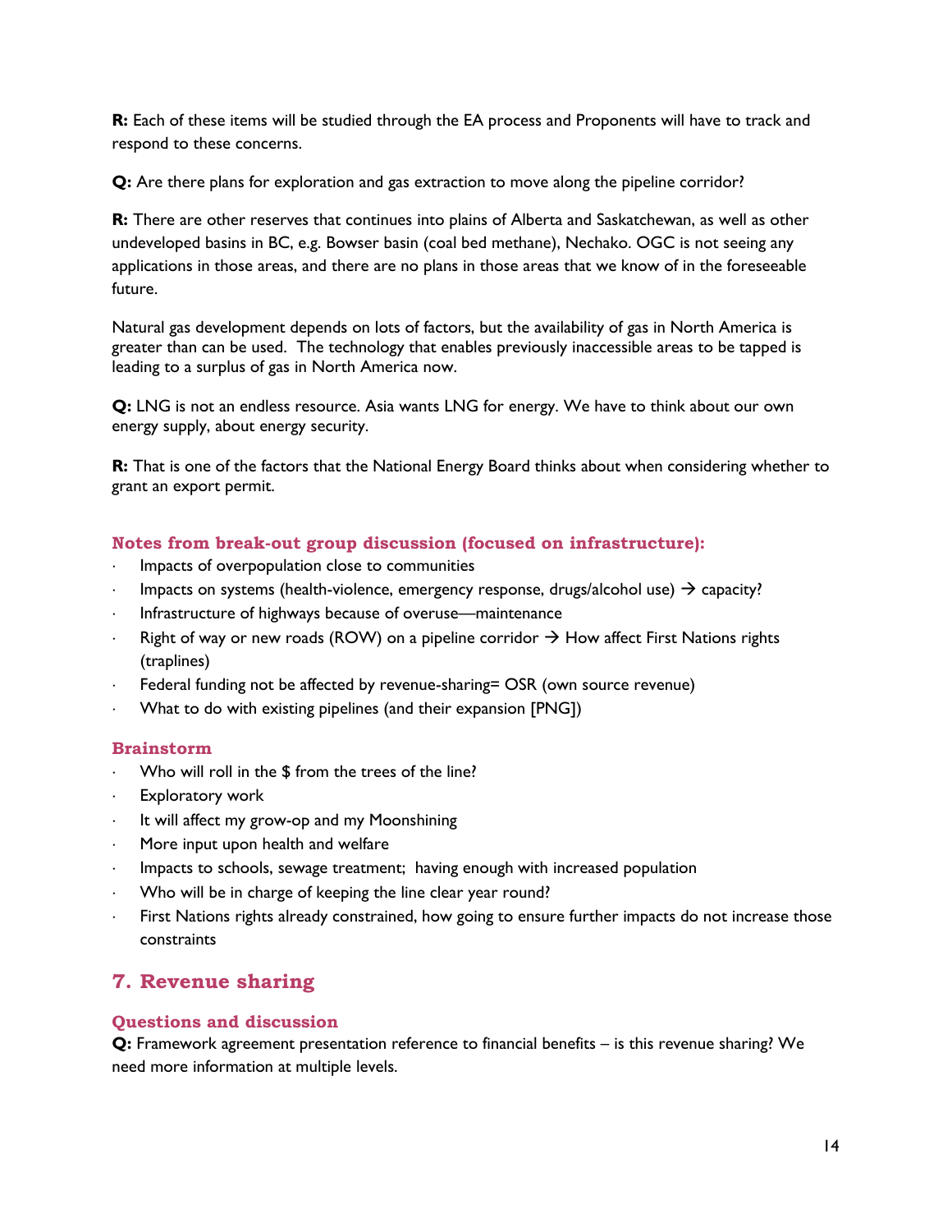**R:** Each of these items will be studied through the EA process and Proponents will have to track and respond to these concerns.

**Q:** Are there plans for exploration and gas extraction to move along the pipeline corridor?

**R:** There are other reserves that continues into plains of Alberta and Saskatchewan, as well as other undeveloped basins in BC, e.g. Bowser basin (coal bed methane), Nechako. OGC is not seeing any applications in those areas, and there are no plans in those areas that we know of in the foreseeable future.

Natural gas development depends on lots of factors, but the availability of gas in North America is greater than can be used. The technology that enables previously inaccessible areas to be tapped is leading to a surplus of gas in North America now.

**Q:** LNG is not an endless resource. Asia wants LNG for energy. We have to think about our own energy supply, about energy security.

**R:** That is one of the factors that the National Energy Board thinks about when considering whether to grant an export permit.

### Notes from break-out group discussion (focused on infrastructure):

- Impacts of overpopulation close to communities
- Impacts on systems (health-violence, emergency response, drugs/alcohol use) → capacity?
- Infrastructure of highways because of overuse—maintenance
- Right of way or new roads (ROW) on a pipeline corridor → How affect First Nations rights (traplines)
- Federal funding not be affected by revenue-sharing= OSR (own source revenue)
- What to do with existing pipelines (and their expansion [PNG])

### Brainstorm

- Who will roll in the $ from the trees of the line?
- Exploratory work
- It will affect my grow-op and my Moonshining
- More input upon health and welfare
- Impacts to schools, sewage treatment; having enough with increased population
- Who will be in charge of keeping the line clear year round?
- First Nations rights already constrained, how going to ensure further impacts do not increase those constraints

## 7. Revenue sharing

### Questions and discussion

**Q:** Framework agreement presentation reference to financial benefits – is this revenue sharing? We need more information at multiple levels.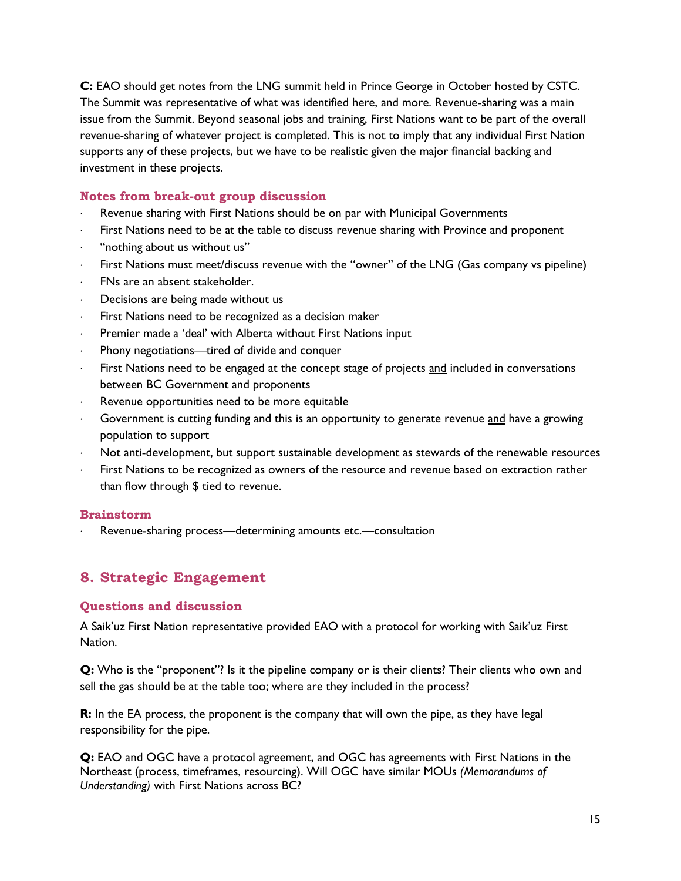**C:** EAO should get notes from the LNG summit held in Prince George in October hosted by CSTC. The Summit was representative of what was identified here, and more. Revenue-sharing was a main issue from the Summit. Beyond seasonal jobs and training, First Nations want to be part of the overall revenue-sharing of whatever project is completed. This is not to imply that any individual First Nation supports any of these projects, but we have to be realistic given the major financial backing and investment in these projects.

### Notes from break-out group discussion

- Revenue sharing with First Nations should be on par with Municipal Governments
- First Nations need to be at the table to discuss revenue sharing with Province and proponent
- "nothing about us without us"
- First Nations must meet/discuss revenue with the "owner" of the LNG (Gas company vs pipeline)
- FNs are an absent stakeholder.
- Decisions are being made without us
- First Nations need to be recognized as a decision maker
- Premier made a 'deal' with Alberta without First Nations input
- Phony negotiations—tired of divide and conquer
- First Nations need to be engaged at the concept stage of projects <u>and</u> included in conversations between BC Government and proponents
- Revenue opportunities need to be more equitable
- Government is cutting funding and this is an opportunity to generate revenue <u>and</u> have a growing population to support
- Not <u>anti</u>-development, but support sustainable development as stewards of the renewable resources
- First Nations to be recognized as owners of the resource and revenue based on extraction rather than flow through $ tied to revenue.

### Brainstorm

- Revenue-sharing process—determining amounts etc.—consultation

## 8. Strategic Engagement

### Questions and discussion

A Saik'uz First Nation representative provided EAO with a protocol for working with Saik'uz First Nation.

**Q:** Who is the "proponent"? Is it the pipeline company or is their clients? Their clients who own and sell the gas should be at the table too; where are they included in the process?

**R:** In the EA process, the proponent is the company that will own the pipe, as they have legal responsibility for the pipe.

**Q:** EAO and OGC have a protocol agreement, and OGC has agreements with First Nations in the Northeast (process, timeframes, resourcing). Will OGC have similar MOUs *(Memorandums of Understanding)* with First Nations across BC?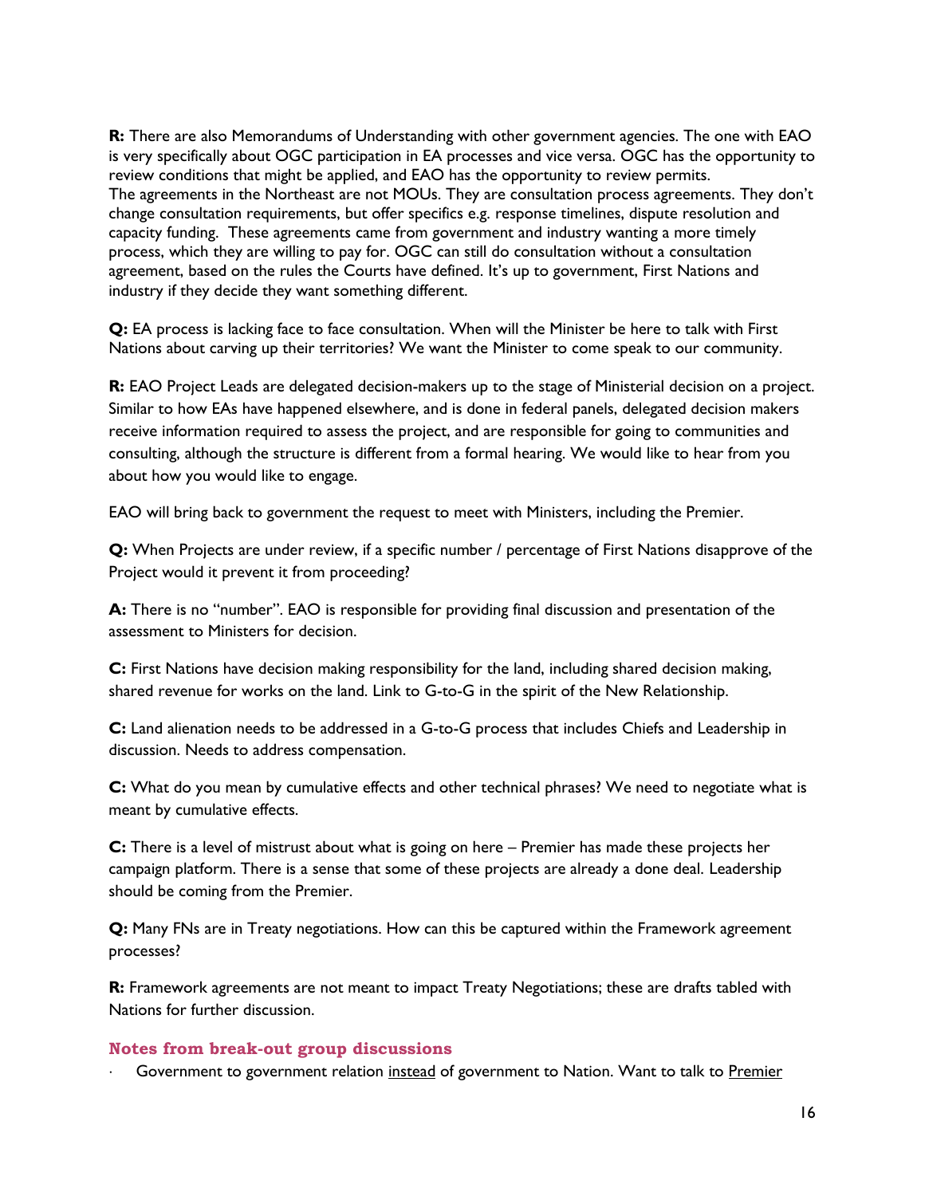**R:** There are also Memorandums of Understanding with other government agencies. The one with EAO is very specifically about OGC participation in EA processes and vice versa. OGC has the opportunity to review conditions that might be applied, and EAO has the opportunity to review permits.
The agreements in the Northeast are not MOUs. They are consultation process agreements. They don't change consultation requirements, but offer specifics e.g. response timelines, dispute resolution and capacity funding. These agreements came from government and industry wanting a more timely process, which they are willing to pay for. OGC can still do consultation without a consultation agreement, based on the rules the Courts have defined. It's up to government, First Nations and industry if they decide they want something different.

**Q:** EA process is lacking face to face consultation. When will the Minister be here to talk with First Nations about carving up their territories? We want the Minister to come speak to our community.

**R:** EAO Project Leads are delegated decision-makers up to the stage of Ministerial decision on a project. Similar to how EAs have happened elsewhere, and is done in federal panels, delegated decision makers receive information required to assess the project, and are responsible for going to communities and consulting, although the structure is different from a formal hearing. We would like to hear from you about how you would like to engage.

EAO will bring back to government the request to meet with Ministers, including the Premier.

**Q:** When Projects are under review, if a specific number / percentage of First Nations disapprove of the Project would it prevent it from proceeding?

**A:** There is no "number". EAO is responsible for providing final discussion and presentation of the assessment to Ministers for decision.

**C:** First Nations have decision making responsibility for the land, including shared decision making, shared revenue for works on the land. Link to G-to-G in the spirit of the New Relationship.

**C:** Land alienation needs to be addressed in a G-to-G process that includes Chiefs and Leadership in discussion. Needs to address compensation.

**C:** What do you mean by cumulative effects and other technical phrases? We need to negotiate what is meant by cumulative effects.

**C:** There is a level of mistrust about what is going on here – Premier has made these projects her campaign platform. There is a sense that some of these projects are already a done deal. Leadership should be coming from the Premier.

**Q:** Many FNs are in Treaty negotiations. How can this be captured within the Framework agreement processes?

**R:** Framework agreements are not meant to impact Treaty Negotiations; these are drafts tabled with Nations for further discussion.

### Notes from break-out group discussions

- Government to government relation <u>instead</u> of government to Nation. Want to talk to <u>Premier</u>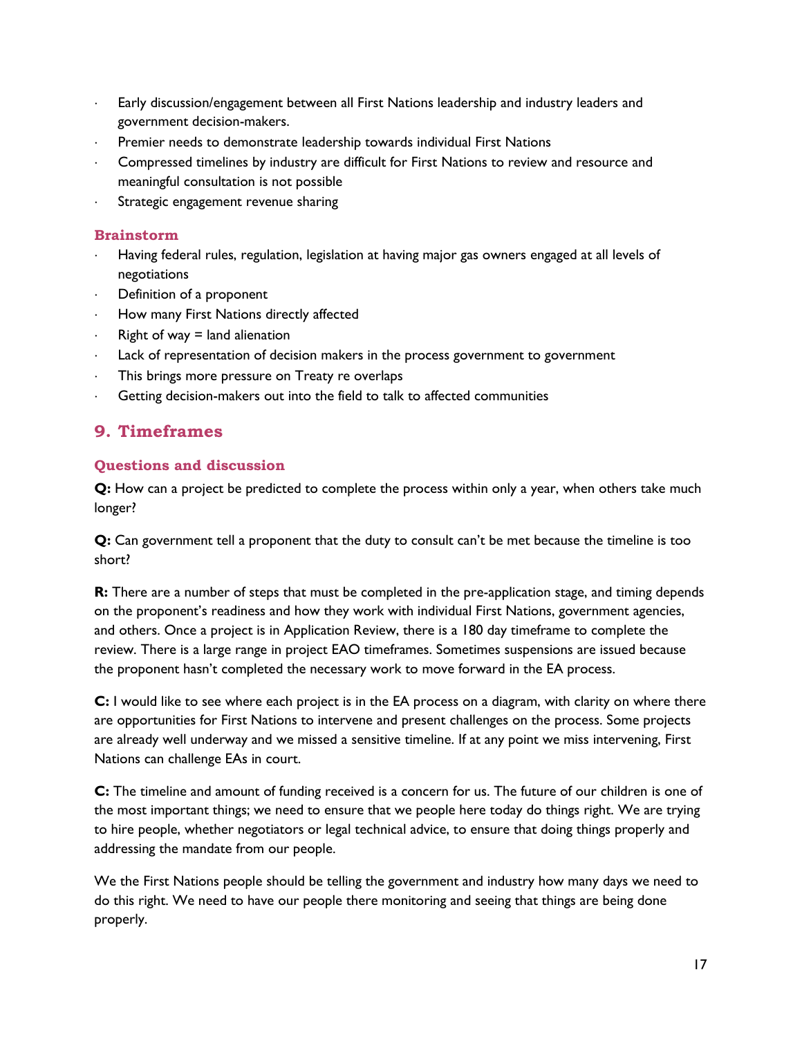- Early discussion/engagement between all First Nations leadership and industry leaders and government decision-makers.
- Premier needs to demonstrate leadership towards individual First Nations
- Compressed timelines by industry are difficult for First Nations to review and resource and meaningful consultation is not possible
- Strategic engagement revenue sharing

### Brainstorm

- Having federal rules, regulation, legislation at having major gas owners engaged at all levels of negotiations
- Definition of a proponent
- How many First Nations directly affected
- Right of way = land alienation
- Lack of representation of decision makers in the process government to government
- This brings more pressure on Treaty re overlaps
- Getting decision-makers out into the field to talk to affected communities

## 9. Timeframes

### Questions and discussion

**Q:** How can a project be predicted to complete the process within only a year, when others take much longer?

**Q:** Can government tell a proponent that the duty to consult can't be met because the timeline is too short?

**R:** There are a number of steps that must be completed in the pre-application stage, and timing depends on the proponent's readiness and how they work with individual First Nations, government agencies, and others. Once a project is in Application Review, there is a 180 day timeframe to complete the review. There is a large range in project EAO timeframes. Sometimes suspensions are issued because the proponent hasn't completed the necessary work to move forward in the EA process.

**C:** I would like to see where each project is in the EA process on a diagram, with clarity on where there are opportunities for First Nations to intervene and present challenges on the process. Some projects are already well underway and we missed a sensitive timeline. If at any point we miss intervening, First Nations can challenge EAs in court.

**C:** The timeline and amount of funding received is a concern for us. The future of our children is one of the most important things; we need to ensure that we people here today do things right. We are trying to hire people, whether negotiators or legal technical advice, to ensure that doing things properly and addressing the mandate from our people.

We the First Nations people should be telling the government and industry how many days we need to do this right. We need to have our people there monitoring and seeing that things are being done properly.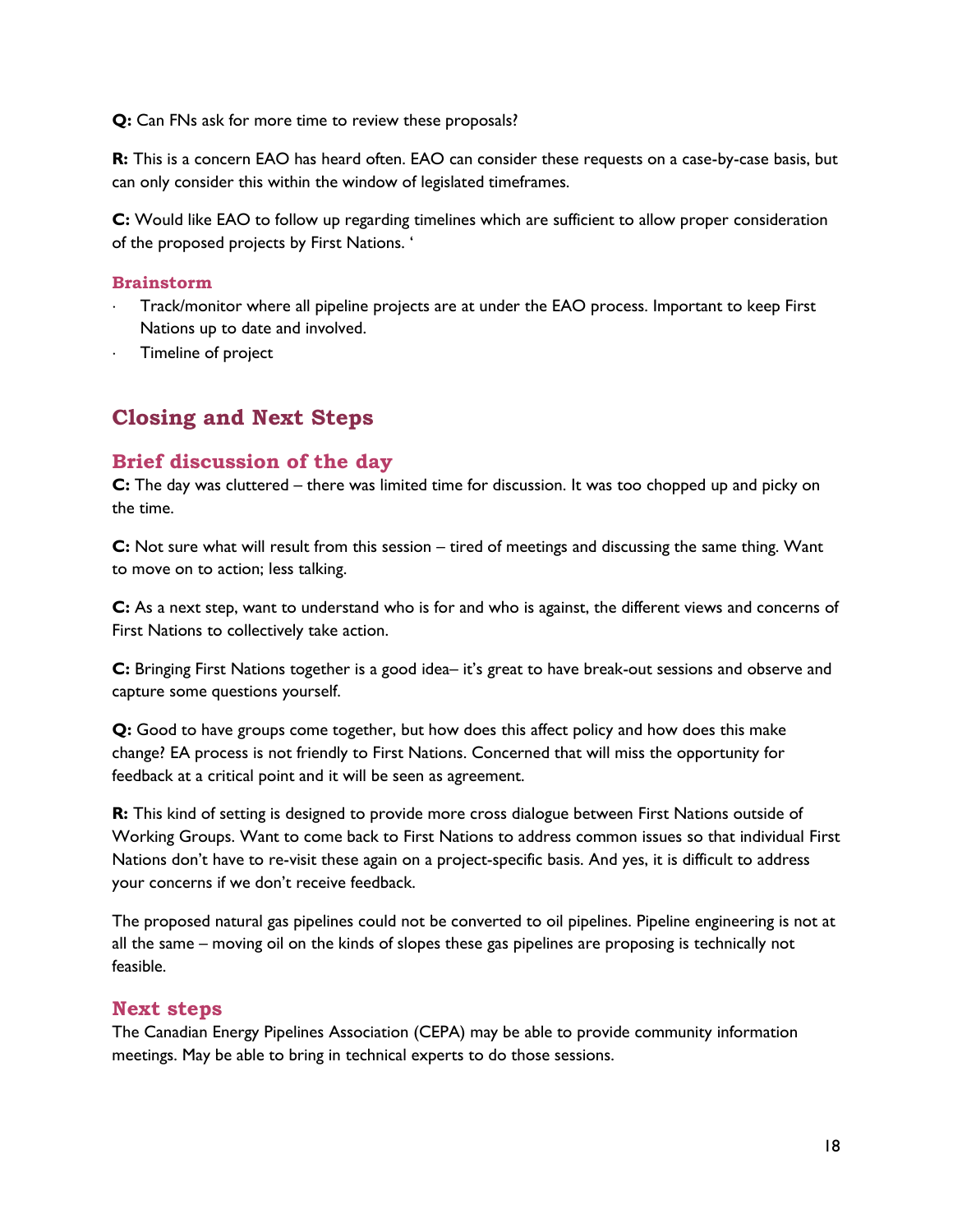**Q:** Can FNs ask for more time to review these proposals?

**R:** This is a concern EAO has heard often. EAO can consider these requests on a case-by-case basis, but can only consider this within the window of legislated timeframes.

**C:** Would like EAO to follow up regarding timelines which are sufficient to allow proper consideration of the proposed projects by First Nations. '

### Brainstorm

- Track/monitor where all pipeline projects are at under the EAO process. Important to keep First Nations up to date and involved.
- Timeline of project

## Closing and Next Steps

### Brief discussion of the day

**C:** The day was cluttered – there was limited time for discussion. It was too chopped up and picky on the time.

**C:** Not sure what will result from this session – tired of meetings and discussing the same thing. Want to move on to action; less talking.

**C:** As a next step, want to understand who is for and who is against, the different views and concerns of First Nations to collectively take action.

**C:** Bringing First Nations together is a good idea– it's great to have break-out sessions and observe and capture some questions yourself.

**Q:** Good to have groups come together, but how does this affect policy and how does this make change? EA process is not friendly to First Nations. Concerned that will miss the opportunity for feedback at a critical point and it will be seen as agreement.

**R:** This kind of setting is designed to provide more cross dialogue between First Nations outside of Working Groups. Want to come back to First Nations to address common issues so that individual First Nations don't have to re-visit these again on a project-specific basis. And yes, it is difficult to address your concerns if we don't receive feedback.

The proposed natural gas pipelines could not be converted to oil pipelines. Pipeline engineering is not at all the same – moving oil on the kinds of slopes these gas pipelines are proposing is technically not feasible.

### Next steps

The Canadian Energy Pipelines Association (CEPA) may be able to provide community information meetings. May be able to bring in technical experts to do those sessions.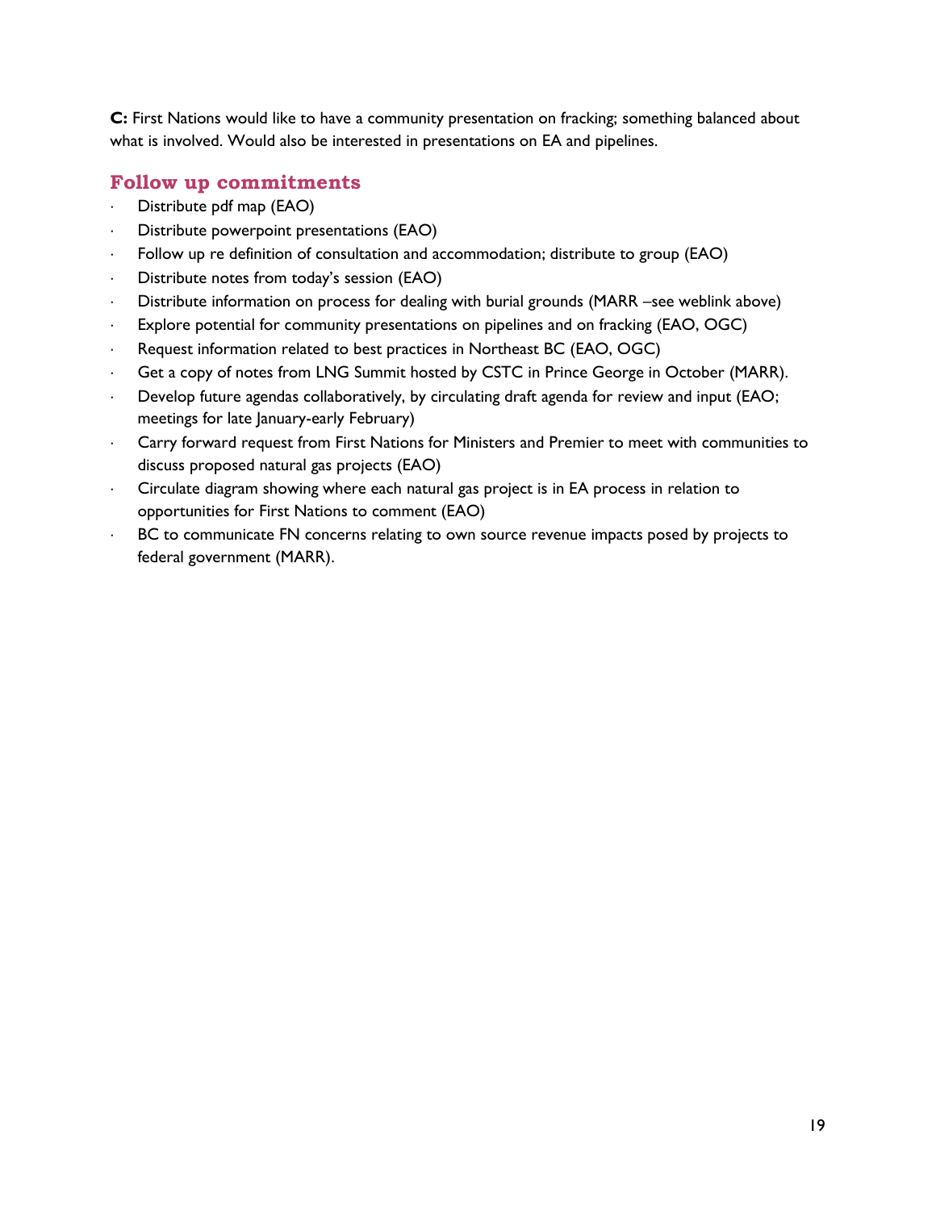**C:** First Nations would like to have a community presentation on fracking; something balanced about what is involved. Would also be interested in presentations on EA and pipelines.

## Follow up commitments

- Distribute pdf map (EAO)
- Distribute powerpoint presentations (EAO)
- Follow up re definition of consultation and accommodation; distribute to group (EAO)
- Distribute notes from today's session (EAO)
- Distribute information on process for dealing with burial grounds (MARR –see weblink above)
- Explore potential for community presentations on pipelines and on fracking (EAO, OGC)
- Request information related to best practices in Northeast BC (EAO, OGC)
- Get a copy of notes from LNG Summit hosted by CSTC in Prince George in October (MARR).
- Develop future agendas collaboratively, by circulating draft agenda for review and input (EAO; meetings for late January-early February)
- Carry forward request from First Nations for Ministers and Premier to meet with communities to discuss proposed natural gas projects (EAO)
- Circulate diagram showing where each natural gas project is in EA process in relation to opportunities for First Nations to comment (EAO)
- BC to communicate FN concerns relating to own source revenue impacts posed by projects to federal government (MARR).